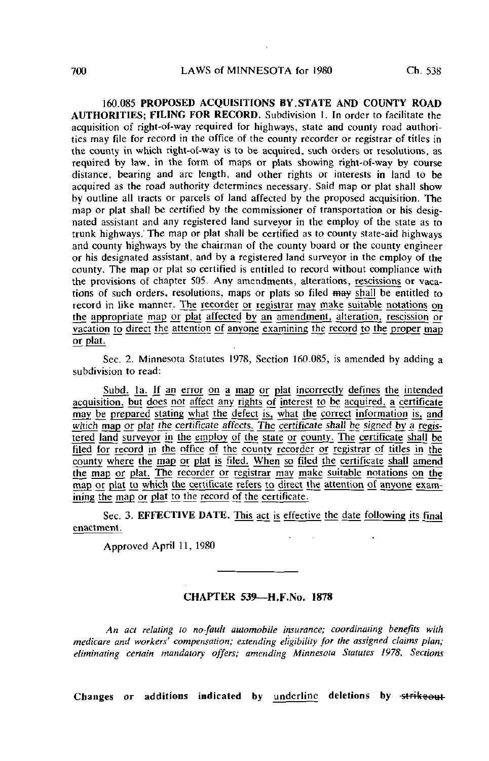160.085 **PROPOSED ACQUISITIONS BY STATE AND COUNTY ROAD AUTHORITIES; FILING FOR RECORD.** Subdivision 1. In order to facilitate the acquisition of right-of-way required for highways, state and county road authorities may file for record in the office of the county recorder or registrar of titles in the county in which right-of-way is to be acquired, such orders or resolutions, as required by law, in the form of maps or plats showing right-of-way by course distance, bearing and arc length, and other rights or interests in land to be acquired as the road authority determines necessary. Said map or plat shall show by outline all tracts or parcels of land affected by the proposed acquisition. The map or plat shall be certified by the commissioner of transportation or his designated assistant and any registered land surveyor in the employ of the state as to trunk highways. The map or plat shall be certified as to county state-aid highways and county highways by the chairman of the county board or the county engineer or his designated assistant, and by a registered land surveyor in the employ of the county. The map or plat so certified is entitled to record without compliance with the provisions of chapter 505. Any amendments, alterations, rescissions or vacations of such orders, resolutions, maps or plats so filed ~~may~~ shall be entitled to record in like manner. The recorder or registrar may make suitable notations on the appropriate map or plat affected by an amendment, alteration, rescission or vacation to direct the attention of anyone examining the record to the proper map or plat.

Sec. 2. Minnesota Statutes 1978, Section 160.085, is amended by adding a subdivision to read:

Subd. 1a. If an error on a map or plat incorrectly defines the intended acquisition, but does not affect any rights of interest to be acquired, a certificate may be prepared stating what the defect is, what the correct information is, and which map or plat the certificate affects. The certificate shall be signed by a registered land surveyor in the employ of the state or county. The certificate shall be filed for record in the office of the county recorder or registrar of titles in the county where the map or plat is filed. When so filed the certificate shall amend the map or plat. The recorder or registrar may make suitable notations on the map or plat to which the certificate refers to direct the attention of anyone examining the map or plat to the record of the certificate.

Sec. 3. **EFFECTIVE DATE.** This act is effective the date following its final enactment.

Approved April 11, 1980

---

## CHAPTER 539—H.F.No. 1878

*An act relating to no-fault automobile insurance; coordinating benefits with medicare and workers' compensation; extending eligibility for the assigned claims plan; eliminating certain mandatory offers; amending Minnesota Statutes 1978, Sections*

**Changes or additions indicated by** underline **deletions by** ~~strikeout~~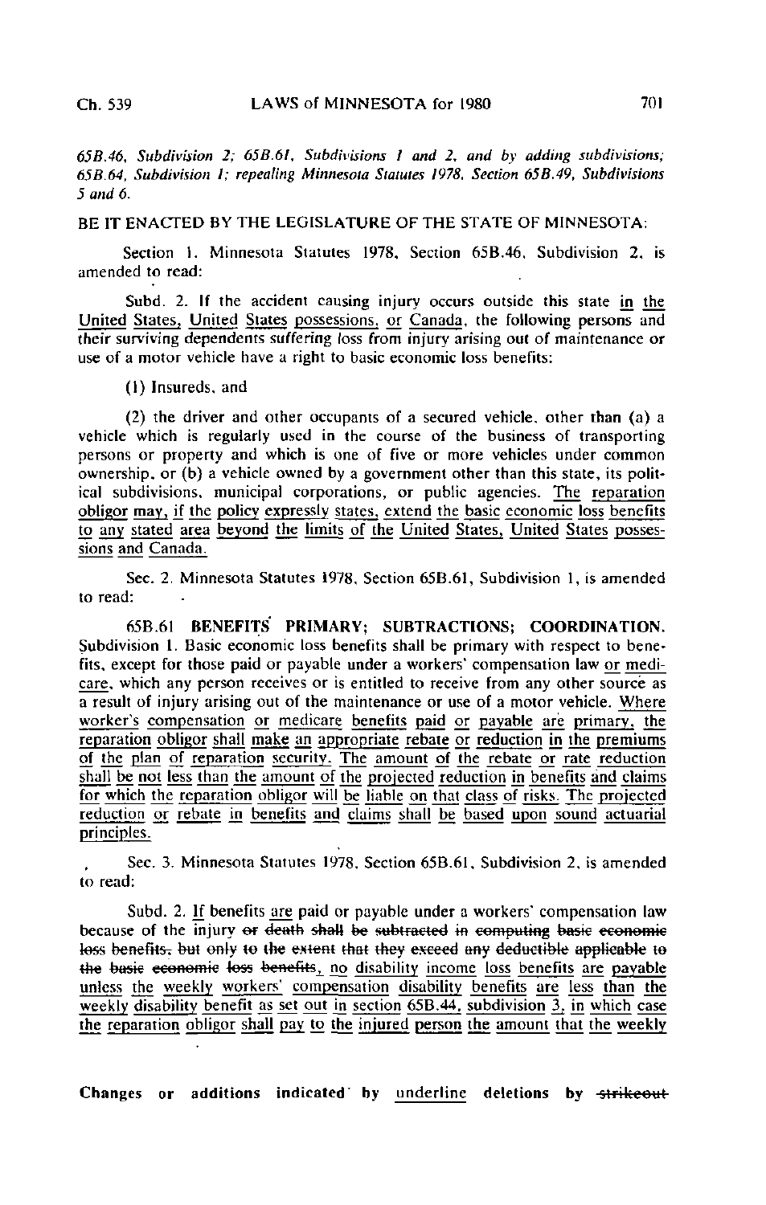*65B.46, Subdivision 2; 65B.61, Subdivisions 1 and 2, and by adding subdivisions; 65B.64, Subdivision 1; repealing Minnesota Statutes 1978, Section 65B.49, Subdivisions 5 and 6.*

BE IT ENACTED BY THE LEGISLATURE OF THE STATE OF MINNESOTA:

Section 1. Minnesota Statutes 1978, Section 65B.46, Subdivision 2, is amended to read:

Subd. 2. If the accident causing injury occurs outside this state <u>in the United States, United States possessions, or Canada</u>, the following persons and their surviving dependents suffering loss from injury arising out of maintenance or use of a motor vehicle have a right to basic economic loss benefits:

(1) Insureds, and

(2) the driver and other occupants of a secured vehicle, other than (a) a vehicle which is regularly used in the course of the business of transporting persons or property and which is one of five or more vehicles under common ownership, or (b) a vehicle owned by a government other than this state, its political subdivisions, municipal corporations, or public agencies. <u>The reparation obligor may, if the policy expressly states, extend the basic economic loss benefits to any stated area beyond the limits of the United States, United States possessions and Canada.</u>

Sec. 2. Minnesota Statutes 1978, Section 65B.61, Subdivision 1, is amended to read:

65B.61 **BENEFITS PRIMARY; SUBTRACTIONS; COORDINATION.** Subdivision 1. Basic economic loss benefits shall be primary with respect to benefits, except for those paid or payable under a workers' compensation law <u>or medicare</u>, which any person receives or is entitled to receive from any other source as a result of injury arising out of the maintenance or use of a motor vehicle. <u>Where worker's compensation or medicare benefits paid or payable are primary, the reparation obligor shall make an appropriate rebate or reduction in the premiums of the plan of reparation security. The amount of the rebate or rate reduction shall be not less than the amount of the projected reduction in benefits and claims for which the reparation obligor will be liable on that class of risks. The projected reduction or rebate in benefits and claims shall be based upon sound actuarial principles.</u>

Sec. 3. Minnesota Statutes 1978, Section 65B.61, Subdivision 2, is amended to read:

Subd. 2. <u>If</u> benefits <u>are</u> paid or payable under a workers' compensation law because of the injury ~~or death shall be subtracted in computing basic economic loss benefits, but only to the extent that they exceed any deductible applicable to the basic economic loss benefits~~<u>, no disability income loss benefits are payable unless the weekly workers' compensation disability benefits are less than the weekly disability benefit as set out in section 65B.44, subdivision 3, in which case the reparation obligor shall pay to the injured person the amount that the weekly</u>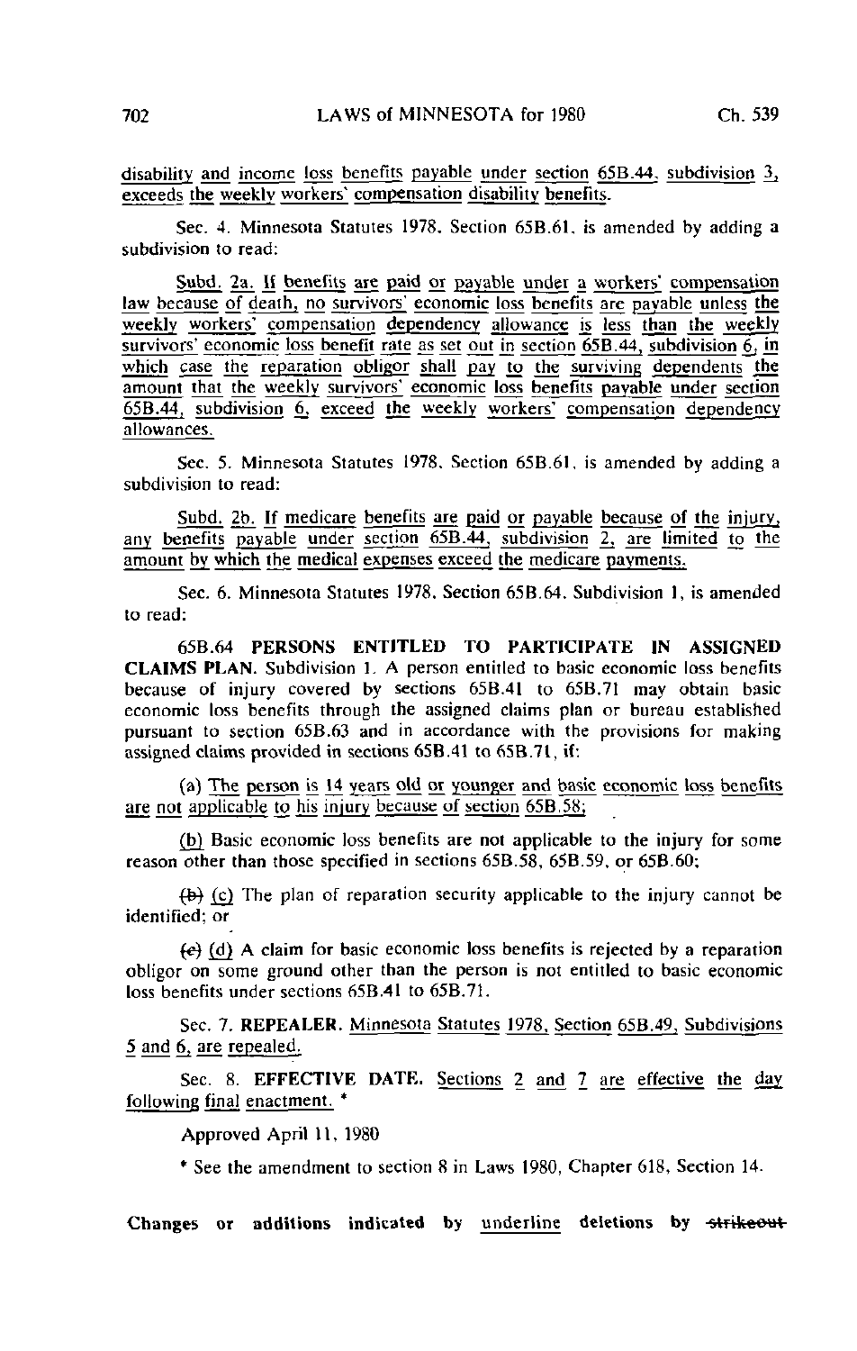disability and income loss benefits payable under section 65B.44, subdivision 3, exceeds the weekly workers' compensation disability benefits.

Sec. 4. Minnesota Statutes 1978, Section 65B.61, is amended by adding a subdivision to read:

Subd. 2a. If benefits are paid or payable under a workers' compensation law because of death, no survivors' economic loss benefits are payable unless the weekly workers' compensation dependency allowance is less than the weekly survivors' economic loss benefit rate as set out in section 65B.44, subdivision 6, in which case the reparation obligor shall pay to the surviving dependents the amount that the weekly survivors' economic loss benefits payable under section 65B.44, subdivision 6, exceed the weekly workers' compensation dependency allowances.

Sec. 5. Minnesota Statutes 1978, Section 65B.61, is amended by adding a subdivision to read:

Subd. 2b. If medicare benefits are paid or payable because of the injury, any benefits payable under section 65B.44, subdivision 2, are limited to the amount by which the medical expenses exceed the medicare payments.

Sec. 6. Minnesota Statutes 1978, Section 65B.64, Subdivision 1, is amended to read:

65B.64 **PERSONS ENTITLED TO PARTICIPATE IN ASSIGNED CLAIMS PLAN.** Subdivision 1. A person entitled to basic economic loss benefits because of injury covered by sections 65B.41 to 65B.71 may obtain basic economic loss benefits through the assigned claims plan or bureau established pursuant to section 65B.63 and in accordance with the provisions for making assigned claims provided in sections 65B.41 to 65B.71, if:

(a) The person is 14 years old or younger and basic economic loss benefits are not applicable to his injury because of section 65B.58;

(b) Basic economic loss benefits are not applicable to the injury for some reason other than those specified in sections 65B.58, 65B.59, or 65B.60;

~~(b)~~ (c) The plan of reparation security applicable to the injury cannot be identified; or

~~(c)~~ (d) A claim for basic economic loss benefits is rejected by a reparation obligor on some ground other than the person is not entitled to basic economic loss benefits under sections 65B.41 to 65B.71.

Sec. 7. **REPEALER.** Minnesota Statutes 1978, Section 65B.49, Subdivisions 5 and 6, are repealed.

Sec. 8. **EFFECTIVE DATE.** Sections 2 and 7 are effective the day following final enactment. *

Approved April 11, 1980

* See the amendment to section 8 in Laws 1980, Chapter 618, Section 14.

**Changes or additions indicated by** underline **deletions by** ~~strikeout~~